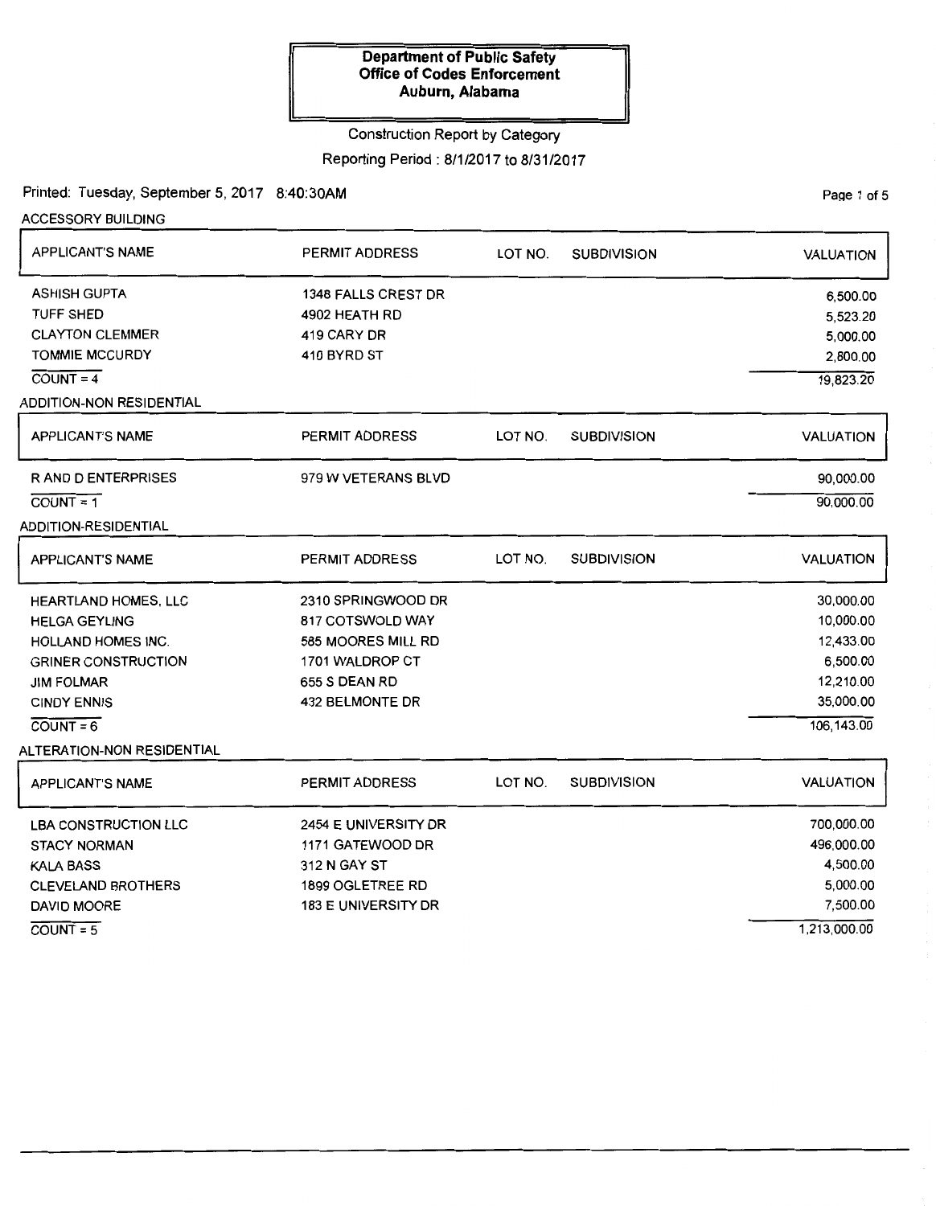**Department of Public Safety**
**Office of Codes Enforcement**
**Auburn, Alabama**

Construction Report by Category

Reporting Period : 8/1/2017 to 8/31/2017

Printed: Tuesday, September 5, 2017 8:40:30AM

### ACCESSORY BUILDING

| APPLICANT'S NAME | PERMIT ADDRESS | LOT NO. | SUBDIVISION | VALUATION |
|---|---|---|---|---|
| ASHISH GUPTA | 1348 FALLS CREST DR | | | 6,500.00 |
| TUFF SHED | 4902 HEATH RD | | | 5,523.20 |
| CLAYTON CLEMMER | 419 CARY DR | | | 5,000.00 |
| TOMMIE MCCURDY | 410 BYRD ST | | | 2,800.00 |
| COUNT = 4 | | | | 19,823.20 |

### ADDITION-NON RESIDENTIAL

| APPLICANT'S NAME | PERMIT ADDRESS | LOT NO. | SUBDIVISION | VALUATION |
|---|---|---|---|---|
| R AND D ENTERPRISES | 979 W VETERANS BLVD | | | 90,000.00 |
| COUNT = 1 | | | | 90,000.00 |

### ADDITION-RESIDENTIAL

| APPLICANT'S NAME | PERMIT ADDRESS | LOT NO. | SUBDIVISION | VALUATION |
|---|---|---|---|---|
| HEARTLAND HOMES, LLC | 2310 SPRINGWOOD DR | | | 30,000.00 |
| HELGA GEYLING | 817 COTSWOLD WAY | | | 10,000.00 |
| HOLLAND HOMES INC. | 585 MOORES MILL RD | | | 12,433.00 |
| GRINER CONSTRUCTION | 1701 WALDROP CT | | | 6,500.00 |
| JIM FOLMAR | 655 S DEAN RD | | | 12,210.00 |
| CINDY ENNIS | 432 BELMONTE DR | | | 35,000.00 |
| COUNT = 6 | | | | 106,143.00 |

### ALTERATION-NON RESIDENTIAL

| APPLICANT'S NAME | PERMIT ADDRESS | LOT NO. | SUBDIVISION | VALUATION |
|---|---|---|---|---|
| LBA CONSTRUCTION LLC | 2454 E UNIVERSITY DR | | | 700,000.00 |
| STACY NORMAN | 1171 GATEWOOD DR | | | 496,000.00 |
| KALA BASS | 312 N GAY ST | | | 4,500.00 |
| CLEVELAND BROTHERS | 1899 OGLETREE RD | | | 5,000.00 |
| DAVID MOORE | 183 E UNIVERSITY DR | | | 7,500.00 |
| COUNT = 5 | | | | 1,213,000.00 |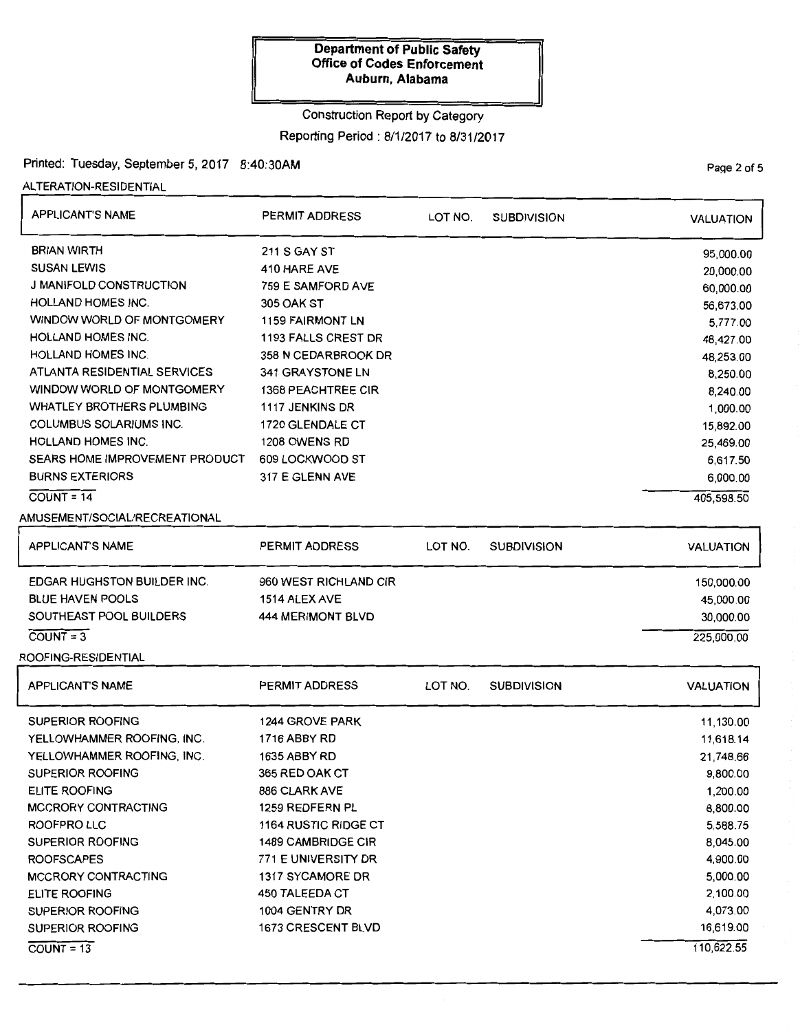**Department of Public Safety**
**Office of Codes Enforcement**
**Auburn, Alabama**

Construction Report by Category

Reporting Period : 8/1/2017 to 8/31/2017

Printed: Tuesday, September 5, 2017 8:40:30AM

## ALTERATION-RESIDENTIAL

| APPLICANT'S NAME | PERMIT ADDRESS | LOT NO. | SUBDIVISION | VALUATION |
|---|---|---|---|---|
| BRIAN WIRTH | 211 S GAY ST | | | 95,000.00 |
| SUSAN LEWIS | 410 HARE AVE | | | 20,000.00 |
| J MANIFOLD CONSTRUCTION | 759 E SAMFORD AVE | | | 60,000.00 |
| HOLLAND HOMES INC. | 305 OAK ST | | | 56,673.00 |
| WINDOW WORLD OF MONTGOMERY | 1159 FAIRMONT LN | | | 5,777.00 |
| HOLLAND HOMES INC. | 1193 FALLS CREST DR | | | 48,427.00 |
| HOLLAND HOMES INC. | 358 N CEDARBROOK DR | | | 48,253.00 |
| ATLANTA RESIDENTIAL SERVICES | 341 GRAYSTONE LN | | | 8,250.00 |
| WINDOW WORLD OF MONTGOMERY | 1368 PEACHTREE CIR | | | 8,240.00 |
| WHATLEY BROTHERS PLUMBING | 1117 JENKINS DR | | | 1,000.00 |
| COLUMBUS SOLARIUMS INC. | 1720 GLENDALE CT | | | 15,892.00 |
| HOLLAND HOMES INC. | 1208 OWENS RD | | | 25,469.00 |
| SEARS HOME IMPROVEMENT PRODUCT | 609 LOCKWOOD ST | | | 6,617.50 |
| BURNS EXTERIORS | 317 E GLENN AVE | | | 6,000.00 |
| COUNT = 14 | | | | 405,598.50 |

## AMUSEMENT/SOCIAL/RECREATIONAL

| APPLICANT'S NAME | PERMIT ADDRESS | LOT NO. | SUBDIVISION | VALUATION |
|---|---|---|---|---|
| EDGAR HUGHSTON BUILDER INC. | 960 WEST RICHLAND CIR | | | 150,000.00 |
| BLUE HAVEN POOLS | 1514 ALEX AVE | | | 45,000.00 |
| SOUTHEAST POOL BUILDERS | 444 MERIMONT BLVD | | | 30,000.00 |
| COUNT = 3 | | | | 225,000.00 |

## ROOFING-RESIDENTIAL

| APPLICANT'S NAME | PERMIT ADDRESS | LOT NO. | SUBDIVISION | VALUATION |
|---|---|---|---|---|
| SUPERIOR ROOFING | 1244 GROVE PARK | | | 11,130.00 |
| YELLOWHAMMER ROOFING, INC. | 1716 ABBY RD | | | 11,618.14 |
| YELLOWHAMMER ROOFING, INC. | 1635 ABBY RD | | | 21,748.66 |
| SUPERIOR ROOFING | 365 RED OAK CT | | | 9,800.00 |
| ELITE ROOFING | 886 CLARK AVE | | | 1,200.00 |
| MCCRORY CONTRACTING | 1259 REDFERN PL | | | 8,800.00 |
| ROOFPRO LLC | 1164 RUSTIC RIDGE CT | | | 5,588.75 |
| SUPERIOR ROOFING | 1489 CAMBRIDGE CIR | | | 8,045.00 |
| ROOFSCAPES | 771 E UNIVERSITY DR | | | 4,900.00 |
| MCCRORY CONTRACTING | 1317 SYCAMORE DR | | | 5,000.00 |
| ELITE ROOFING | 450 TALEEDA CT | | | 2,100.00 |
| SUPERIOR ROOFING | 1004 GENTRY DR | | | 4,073.00 |
| SUPERIOR ROOFING | 1673 CRESCENT BLVD | | | 16,619.00 |
| COUNT = 13 | | | | 110,622.55 |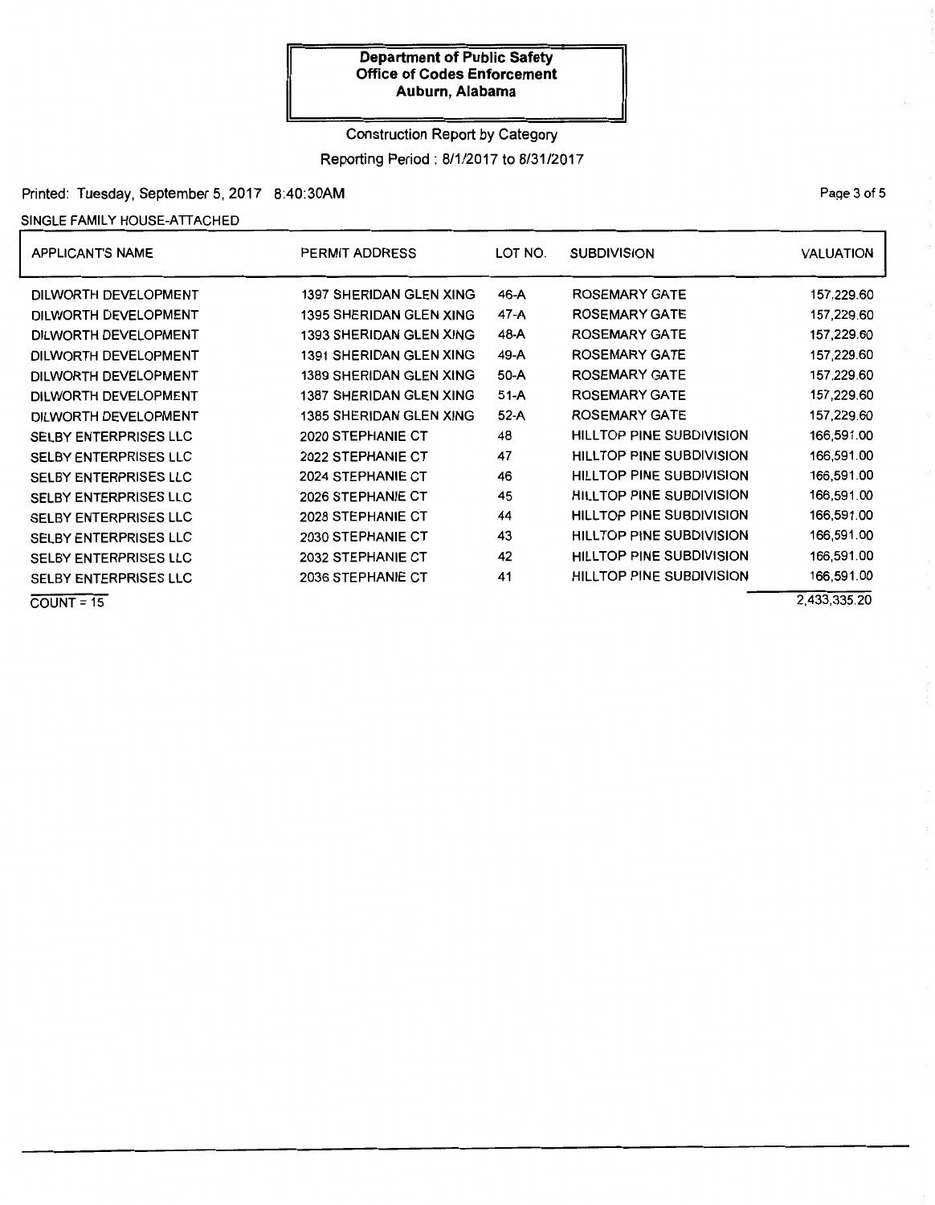**Department of Public Safety**
**Office of Codes Enforcement**
**Auburn, Alabama**

Construction Report by Category

Reporting Period : 8/1/2017 to 8/31/2017

Printed: Tuesday, September 5, 2017 8:40:30AM

SINGLE FAMILY HOUSE-ATTACHED

| APPLICANT'S NAME | PERMIT ADDRESS | LOT NO. | SUBDIVISION | VALUATION |
|---|---|---|---|---|
| DILWORTH DEVELOPMENT | 1397 SHERIDAN GLEN XING | 46-A | ROSEMARY GATE | 157,229.60 |
| DILWORTH DEVELOPMENT | 1395 SHERIDAN GLEN XING | 47-A | ROSEMARY GATE | 157,229.60 |
| DILWORTH DEVELOPMENT | 1393 SHERIDAN GLEN XING | 48-A | ROSEMARY GATE | 157,229.60 |
| DILWORTH DEVELOPMENT | 1391 SHERIDAN GLEN XING | 49-A | ROSEMARY GATE | 157,229.60 |
| DILWORTH DEVELOPMENT | 1389 SHERIDAN GLEN XING | 50-A | ROSEMARY GATE | 157,229.60 |
| DILWORTH DEVELOPMENT | 1387 SHERIDAN GLEN XING | 51-A | ROSEMARY GATE | 157,229.60 |
| DILWORTH DEVELOPMENT | 1385 SHERIDAN GLEN XING | 52-A | ROSEMARY GATE | 157,229.60 |
| SELBY ENTERPRISES LLC | 2020 STEPHANIE CT | 48 | HILLTOP PINE SUBDIVISION | 166,591.00 |
| SELBY ENTERPRISES LLC | 2022 STEPHANIE CT | 47 | HILLTOP PINE SUBDIVISION | 166,591.00 |
| SELBY ENTERPRISES LLC | 2024 STEPHANIE CT | 46 | HILLTOP PINE SUBDIVISION | 166,591.00 |
| SELBY ENTERPRISES LLC | 2026 STEPHANIE CT | 45 | HILLTOP PINE SUBDIVISION | 166,591.00 |
| SELBY ENTERPRISES LLC | 2028 STEPHANIE CT | 44 | HILLTOP PINE SUBDIVISION | 166,591.00 |
| SELBY ENTERPRISES LLC | 2030 STEPHANIE CT | 43 | HILLTOP PINE SUBDIVISION | 166,591.00 |
| SELBY ENTERPRISES LLC | 2032 STEPHANIE CT | 42 | HILLTOP PINE SUBDIVISION | 166,591.00 |
| SELBY ENTERPRISES LLC | 2036 STEPHANIE CT | 41 | HILLTOP PINE SUBDIVISION | 166,591.00 |
| COUNT = 15 | | | | 2,433,335.20 |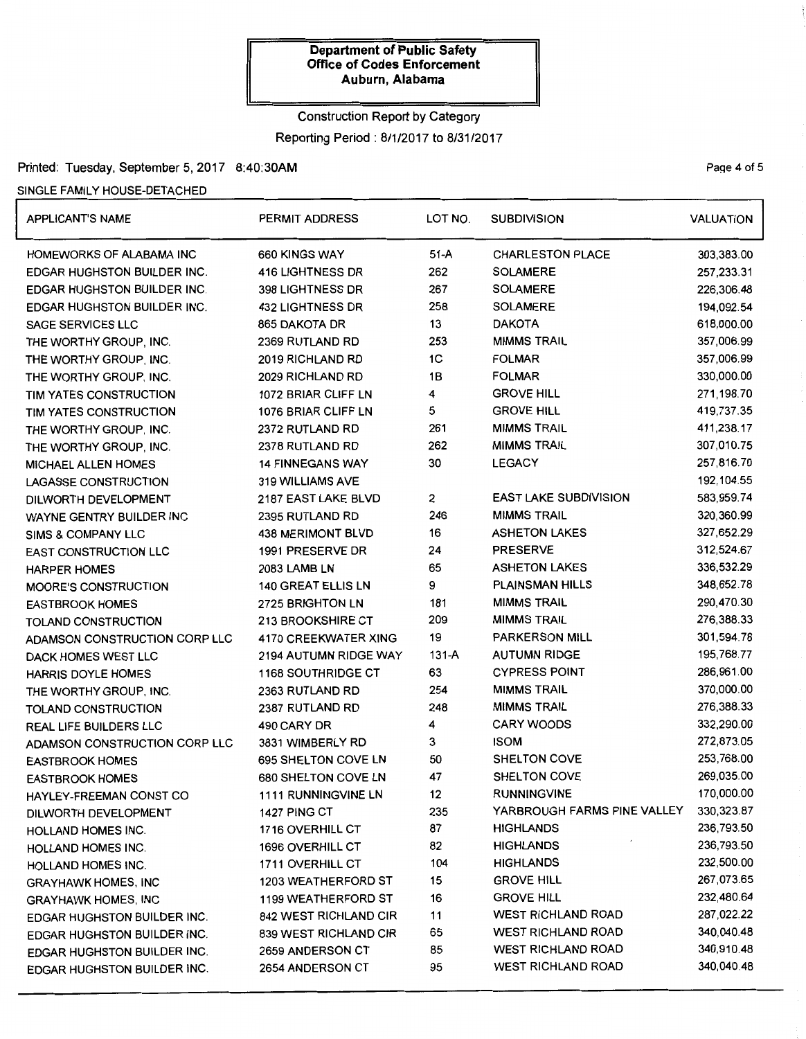**Department of Public Safety**
**Office of Codes Enforcement**
**Auburn, Alabama**

Construction Report by Category

Reporting Period : 8/1/2017 to 8/31/2017

Printed: Tuesday, September 5, 2017 8:40:30AM

SINGLE FAMILY HOUSE-DETACHED

| APPLICANT'S NAME | PERMIT ADDRESS | LOT NO. | SUBDIVISION | VALUATION |
|---|---|---|---|---|
| HOMEWORKS OF ALABAMA INC | 660 KINGS WAY | 51-A | CHARLESTON PLACE | 303,383.00 |
| EDGAR HUGHSTON BUILDER INC. | 416 LIGHTNESS DR | 262 | SOLAMERE | 257,233.31 |
| EDGAR HUGHSTON BUILDER INC. | 398 LIGHTNESS DR | 267 | SOLAMERE | 226,306.48 |
| EDGAR HUGHSTON BUILDER INC. | 432 LIGHTNESS DR | 258 | SOLAMERE | 194,092.54 |
| SAGE SERVICES LLC | 865 DAKOTA DR | 13 | DAKOTA | 618,000.00 |
| THE WORTHY GROUP, INC. | 2369 RUTLAND RD | 253 | MIMMS TRAIL | 357,006.99 |
| THE WORTHY GROUP, INC. | 2019 RICHLAND RD | 1C | FOLMAR | 357,006.99 |
| THE WORTHY GROUP, INC. | 2029 RICHLAND RD | 1B | FOLMAR | 330,000.00 |
| TIM YATES CONSTRUCTION | 1072 BRIAR CLIFF LN | 4 | GROVE HILL | 271,198.70 |
| TIM YATES CONSTRUCTION | 1076 BRIAR CLIFF LN | 5 | GROVE HILL | 419,737.35 |
| THE WORTHY GROUP, INC. | 2372 RUTLAND RD | 261 | MIMMS TRAIL | 411,238.17 |
| THE WORTHY GROUP, INC. | 2378 RUTLAND RD | 262 | MIMMS TRAIL | 307,010.75 |
| MICHAEL ALLEN HOMES | 14 FINNEGANS WAY | 30 | LEGACY | 257,816.70 |
| LAGASSE CONSTRUCTION | 319 WILLIAMS AVE | | | 192,104.55 |
| DILWORTH DEVELOPMENT | 2187 EAST LAKE BLVD | 2 | EAST LAKE SUBDIVISION | 583,959.74 |
| WAYNE GENTRY BUILDER INC | 2395 RUTLAND RD | 246 | MIMMS TRAIL | 320,360.99 |
| SIMS & COMPANY LLC | 438 MERIMONT BLVD | 16 | ASHETON LAKES | 327,652.29 |
| EAST CONSTRUCTION LLC | 1991 PRESERVE DR | 24 | PRESERVE | 312,524.67 |
| HARPER HOMES | 2083 LAMB LN | 65 | ASHETON LAKES | 336,532.29 |
| MOORE'S CONSTRUCTION | 140 GREAT ELLIS LN | 9 | PLAINSMAN HILLS | 348,652.78 |
| EASTBROOK HOMES | 2725 BRIGHTON LN | 181 | MIMMS TRAIL | 290,470.30 |
| TOLAND CONSTRUCTION | 213 BROOKSHIRE CT | 209 | MIMMS TRAIL | 276,388.33 |
| ADAMSON CONSTRUCTION CORP LLC | 4170 CREEKWATER XING | 19 | PARKERSON MILL | 301,594.78 |
| DACK HOMES WEST LLC | 2194 AUTUMN RIDGE WAY | 131-A | AUTUMN RIDGE | 195,768.77 |
| HARRIS DOYLE HOMES | 1168 SOUTHRIDGE CT | 63 | CYPRESS POINT | 286,961.00 |
| THE WORTHY GROUP, INC. | 2363 RUTLAND RD | 254 | MIMMS TRAIL | 370,000.00 |
| TOLAND CONSTRUCTION | 2387 RUTLAND RD | 248 | MIMMS TRAIL | 276,388.33 |
| REAL LIFE BUILDERS LLC | 490 CARY DR | 4 | CARY WOODS | 332,290.00 |
| ADAMSON CONSTRUCTION CORP LLC | 3831 WIMBERLY RD | 3 | ISOM | 272,873.05 |
| EASTBROOK HOMES | 695 SHELTON COVE LN | 50 | SHELTON COVE | 253,768.00 |
| EASTBROOK HOMES | 680 SHELTON COVE LN | 47 | SHELTON COVE | 269,035.00 |
| HAYLEY-FREEMAN CONST CO | 1111 RUNNINGVINE LN | 12 | RUNNINGVINE | 170,000.00 |
| DILWORTH DEVELOPMENT | 1427 PING CT | 235 | YARBROUGH FARMS PINE VALLEY | 330,323.87 |
| HOLLAND HOMES INC. | 1716 OVERHILL CT | 87 | HIGHLANDS | 236,793.50 |
| HOLLAND HOMES INC. | 1696 OVERHILL CT | 82 | HIGHLANDS | 236,793.50 |
| HOLLAND HOMES INC. | 1711 OVERHILL CT | 104 | HIGHLANDS | 232,500.00 |
| GRAYHAWK HOMES, INC | 1203 WEATHERFORD ST | 15 | GROVE HILL | 267,073.65 |
| GRAYHAWK HOMES, INC | 1199 WEATHERFORD ST | 16 | GROVE HILL | 232,480.64 |
| EDGAR HUGHSTON BUILDER INC. | 842 WEST RICHLAND CIR | 11 | WEST RICHLAND ROAD | 287,022.22 |
| EDGAR HUGHSTON BUILDER INC. | 839 WEST RICHLAND CIR | 65 | WEST RICHLAND ROAD | 340,040.48 |
| EDGAR HUGHSTON BUILDER INC. | 2659 ANDERSON CT | 85 | WEST RICHLAND ROAD | 340,910.48 |
| EDGAR HUGHSTON BUILDER INC. | 2654 ANDERSON CT | 95 | WEST RICHLAND ROAD | 340,040.48 |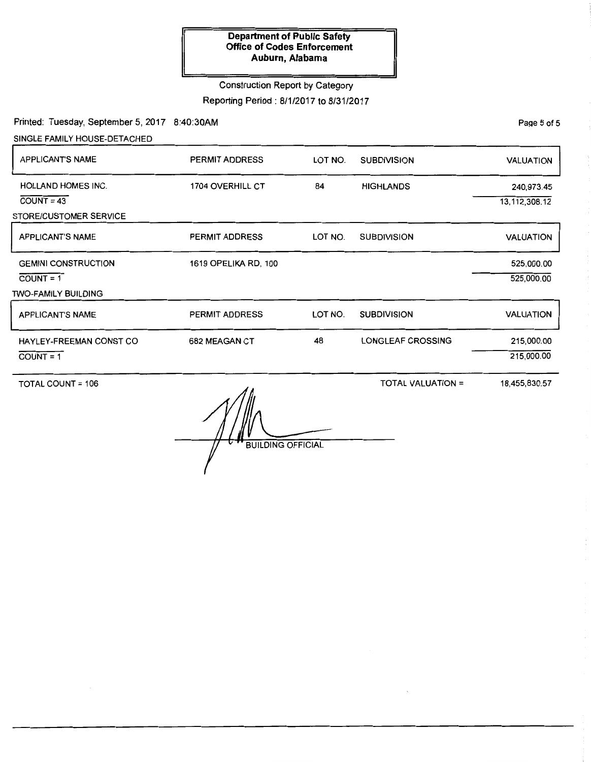**Department of Public Safety**
**Office of Codes Enforcement**
**Auburn, Alabama**

Construction Report by Category

Reporting Period : 8/1/2017 to 8/31/2017

Printed: Tuesday, September 5, 2017 8:40:30AM

SINGLE FAMILY HOUSE-DETACHED

| APPLICANT'S NAME | PERMIT ADDRESS | LOT NO. | SUBDIVISION | VALUATION |
|---|---|---|---|---|
| HOLLAND HOMES INC. | 1704 OVERHILL CT | 84 | HIGHLANDS | 240,973.45 |
| COUNT = 43 | | | | 13,112,308.12 |

STORE/CUSTOMER SERVICE

| APPLICANT'S NAME | PERMIT ADDRESS | LOT NO. | SUBDIVISION | VALUATION |
|---|---|---|---|---|
| GEMINI CONSTRUCTION | 1619 OPELIKA RD, 100 | | | 525,000.00 |
| COUNT = 1 | | | | 525,000.00 |

TWO-FAMILY BUILDING

| APPLICANT'S NAME | PERMIT ADDRESS | LOT NO. | SUBDIVISION | VALUATION |
|---|---|---|---|---|
| HAYLEY-FREEMAN CONST CO | 682 MEAGAN CT | 48 | LONGLEAF CROSSING | 215,000.00 |
| COUNT = 1 | | | | 215,000.00 |

TOTAL COUNT = 106 TOTAL VALUATION = 18,455,830.57

BUILDING OFFICIAL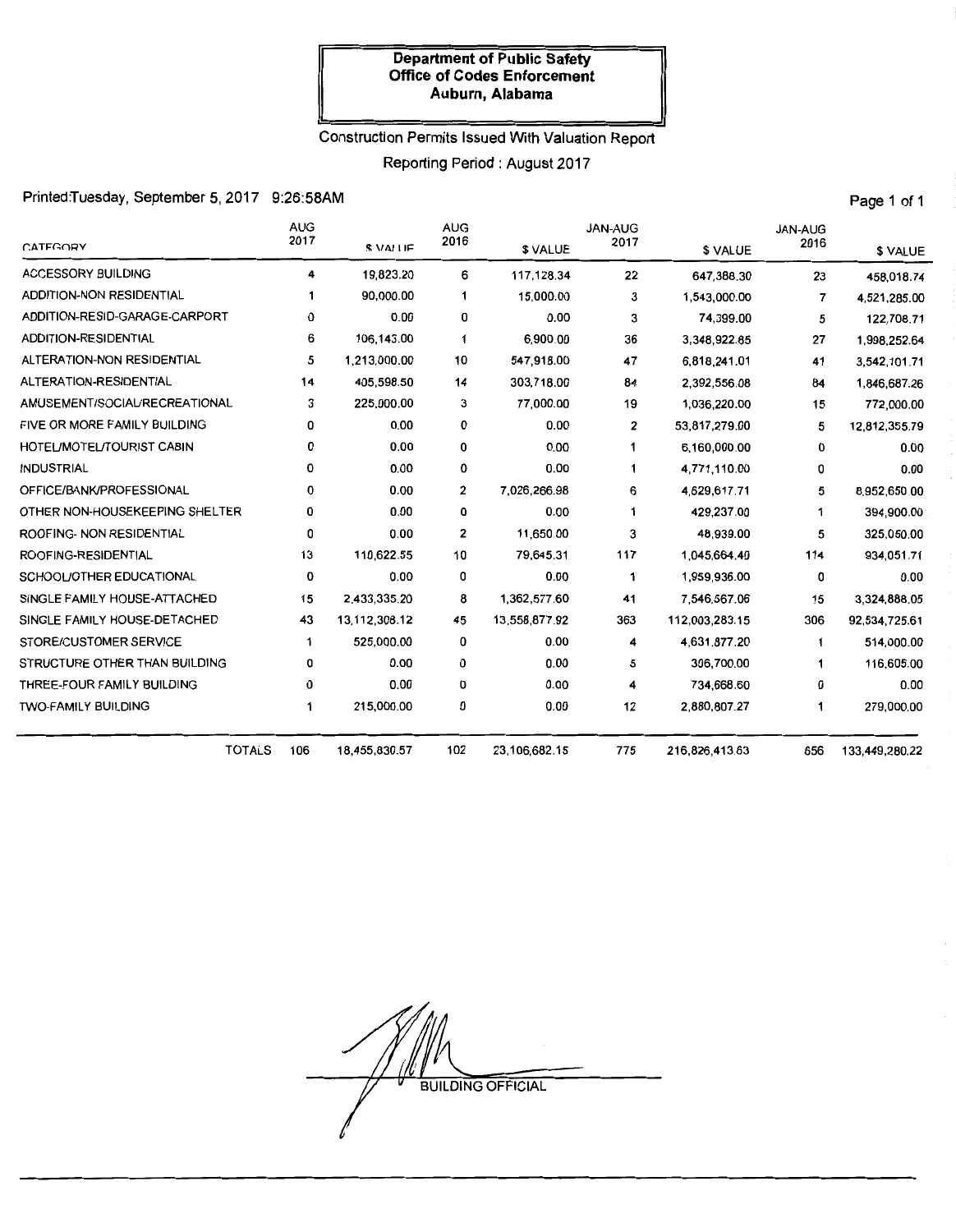**Department of Public Safety**
**Office of Codes Enforcement**
**Auburn, Alabama**

Construction Permits Issued With Valuation Report

Reporting Period : August 2017

Printed:Tuesday, September 5, 2017 9:26:58AM

| CATEGORY | AUG 2017 | $ VALUE | AUG 2016 | $ VALUE | JAN-AUG 2017 | $ VALUE | JAN-AUG 2016 | $ VALUE |
|---|---|---|---|---|---|---|---|---|
| ACCESSORY BUILDING | 4 | 19,823.20 | 6 | 117,128.34 | 22 | 647,388.30 | 23 | 458,018.74 |
| ADDITION-NON RESIDENTIAL | 1 | 90,000.00 | 1 | 15,000.00 | 3 | 1,543,000.00 | 7 | 4,521,285.00 |
| ADDITION-RESID-GARAGE-CARPORT | 0 | 0.00 | 0 | 0.00 | 3 | 74,399.00 | 5 | 122,708.71 |
| ADDITION-RESIDENTIAL | 6 | 106,143.00 | 1 | 6,900.00 | 36 | 3,348,922.85 | 27 | 1,998,252.64 |
| ALTERATION-NON RESIDENTIAL | 5 | 1,213,000.00 | 10 | 547,918.00 | 47 | 6,818,241.01 | 41 | 3,542,101.71 |
| ALTERATION-RESIDENTIAL | 14 | 405,598.50 | 14 | 303,718.00 | 84 | 2,392,556.08 | 84 | 1,846,687.26 |
| AMUSEMENT/SOCIAL/RECREATIONAL | 3 | 225,000.00 | 3 | 77,000.00 | 19 | 1,036,220.00 | 15 | 772,000.00 |
| FIVE OR MORE FAMILY BUILDING | 0 | 0.00 | 0 | 0.00 | 2 | 53,817,279.00 | 5 | 12,812,355.79 |
| HOTEL/MOTEL/TOURIST CABIN | 0 | 0.00 | 0 | 0.00 | 1 | 6,160,000.00 | 0 | 0.00 |
| INDUSTRIAL | 0 | 0.00 | 0 | 0.00 | 1 | 4,771,110.00 | 0 | 0.00 |
| OFFICE/BANK/PROFESSIONAL | 0 | 0.00 | 2 | 7,026,266.98 | 6 | 4,629,617.71 | 5 | 8,952,650.00 |
| OTHER NON-HOUSEKEEPING SHELTER | 0 | 0.00 | 0 | 0.00 | 1 | 429,237.00 | 1 | 394,900.00 |
| ROOFING- NON RESIDENTIAL | 0 | 0.00 | 2 | 11,650.00 | 3 | 48,939.00 | 5 | 325,050.00 |
| ROOFING-RESIDENTIAL | 13 | 110,622.55 | 10 | 79,645.31 | 117 | 1,045,664.40 | 114 | 934,051.71 |
| SCHOOL/OTHER EDUCATIONAL | 0 | 0.00 | 0 | 0.00 | 1 | 1,959,936.00 | 0 | 0.00 |
| SINGLE FAMILY HOUSE-ATTACHED | 15 | 2,433,335.20 | 8 | 1,362,577.60 | 41 | 7,546,567.06 | 15 | 3,324,888.05 |
| SINGLE FAMILY HOUSE-DETACHED | 43 | 13,112,308.12 | 45 | 13,558,877.92 | 363 | 112,003,283.15 | 306 | 92,534,725.61 |
| STORE/CUSTOMER SERVICE | 1 | 525,000.00 | 0 | 0.00 | 4 | 4,631,877.20 | 1 | 514,000.00 |
| STRUCTURE OTHER THAN BUILDING | 0 | 0.00 | 0 | 0.00 | 5 | 306,700.00 | 1 | 116,605.00 |
| THREE-FOUR FAMILY BUILDING | 0 | 0.00 | 0 | 0.00 | 4 | 734,668.60 | 0 | 0.00 |
| TWO-FAMILY BUILDING | 1 | 215,000.00 | 0 | 0.00 | 12 | 2,880,807.27 | 1 | 279,000.00 |
| TOTALS | 106 | 18,455,830.57 | 102 | 23,106,682.15 | 775 | 216,826,413.63 | 656 | 133,449,280.22 |

BUILDING OFFICIAL